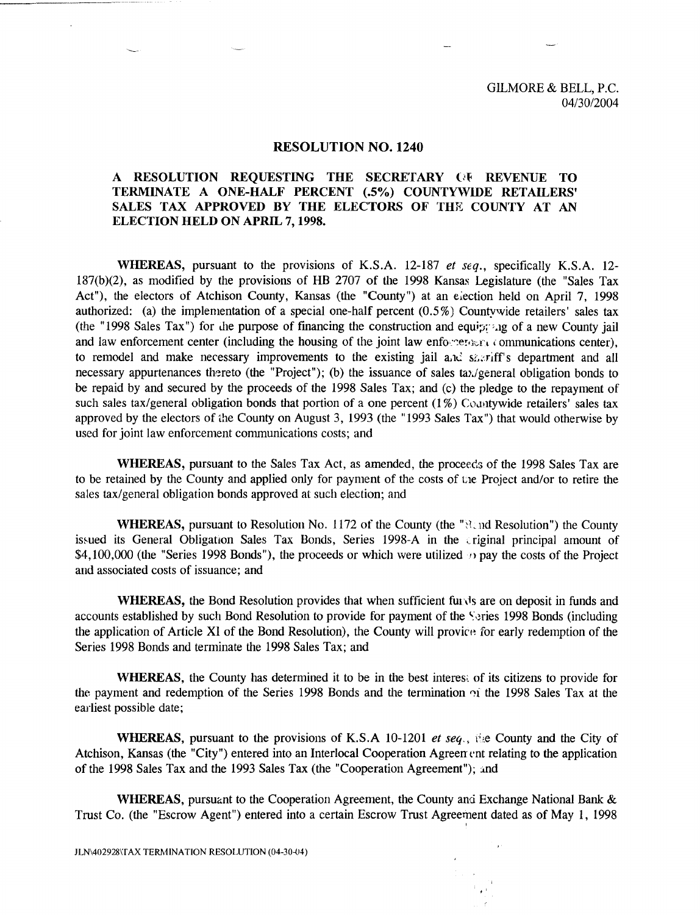GILMORE & BELL, P.C.
04/30/2004

# RESOLUTION NO. 1240

## A RESOLUTION REQUESTING THE SECRETARY OF REVENUE TO TERMINATE A ONE-HALF PERCENT (.5%) COUNTYWIDE RETAILERS' SALES TAX APPROVED BY THE ELECTORS OF THE COUNTY AT AN ELECTION HELD ON APRIL 7, 1998.

**WHEREAS,** pursuant to the provisions of K.S.A. 12-187 *et seq.*, specifically K.S.A. 12-187(b)(2), as modified by the provisions of HB 2707 of the 1998 Kansas Legislature (the "Sales Tax Act"), the electors of Atchison County, Kansas (the "County") at an election held on April 7, 1998 authorized: (a) the implementation of a special one-half percent (0.5%) Countywide retailers' sales tax (the "1998 Sales Tax") for the purpose of financing the construction and equipping of a new County jail and law enforcement center (including the housing of the joint law enforcement communications center), to remodel and make necessary improvements to the existing jail and sheriff's department and all necessary appurtenances thereto (the "Project"); (b) the issuance of sales tax/general obligation bonds to be repaid by and secured by the proceeds of the 1998 Sales Tax; and (c) the pledge to the repayment of such sales tax/general obligation bonds that portion of a one percent (1%) Countywide retailers' sales tax approved by the electors of the County on August 3, 1993 (the "1993 Sales Tax") that would otherwise by used for joint law enforcement communications costs; and

**WHEREAS,** pursuant to the Sales Tax Act, as amended, the proceeds of the 1998 Sales Tax are to be retained by the County and applied only for payment of the costs of the Project and/or to retire the sales tax/general obligation bonds approved at such election; and

**WHEREAS,** pursuant to Resolution No. 1172 of the County (the "Bond Resolution") the County issued its General Obligation Sales Tax Bonds, Series 1998-A in the original principal amount of $4,100,000 (the "Series 1998 Bonds"), the proceeds or which were utilized to pay the costs of the Project and associated costs of issuance; and

**WHEREAS,** the Bond Resolution provides that when sufficient funds are on deposit in funds and accounts established by such Bond Resolution to provide for payment of the Series 1998 Bonds (including the application of Article XI of the Bond Resolution), the County will provide for early redemption of the Series 1998 Bonds and terminate the 1998 Sales Tax; and

**WHEREAS,** the County has determined it to be in the best interest of its citizens to provide for the payment and redemption of the Series 1998 Bonds and the termination of the 1998 Sales Tax at the earliest possible date;

**WHEREAS,** pursuant to the provisions of K.S.A 10-1201 *et seq.*, the County and the City of Atchison, Kansas (the "City") entered into an Interlocal Cooperation Agreement relating to the application of the 1998 Sales Tax and the 1993 Sales Tax (the "Cooperation Agreement"); and

**WHEREAS,** pursuant to the Cooperation Agreement, the County and Exchange National Bank & Trust Co. (the "Escrow Agent") entered into a certain Escrow Trust Agreement dated as of May 1, 1998

JLN\402928\TAX TERMINATION RESOLUTION (04-30-04)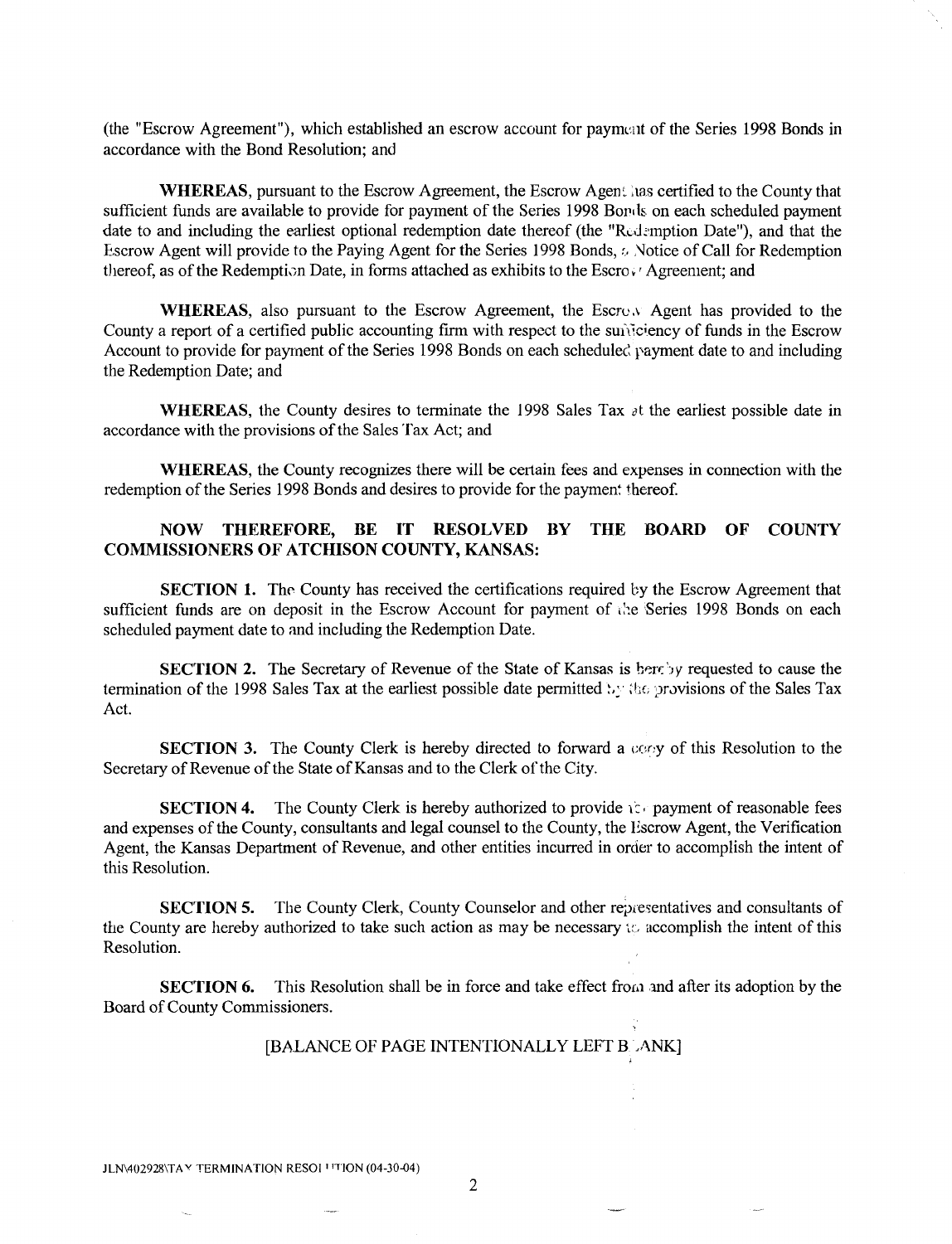(the "Escrow Agreement"), which established an escrow account for payment of the Series 1998 Bonds in accordance with the Bond Resolution; and

**WHEREAS**, pursuant to the Escrow Agreement, the Escrow Agent has certified to the County that sufficient funds are available to provide for payment of the Series 1998 Bonds on each scheduled payment date to and including the earliest optional redemption date thereof (the "Redemption Date"), and that the Escrow Agent will provide to the Paying Agent for the Series 1998 Bonds, a Notice of Call for Redemption thereof, as of the Redemption Date, in forms attached as exhibits to the Escrow Agreement; and

**WHEREAS**, also pursuant to the Escrow Agreement, the Escrow Agent has provided to the County a report of a certified public accounting firm with respect to the sufficiency of funds in the Escrow Account to provide for payment of the Series 1998 Bonds on each scheduled payment date to and including the Redemption Date; and

**WHEREAS**, the County desires to terminate the 1998 Sales Tax at the earliest possible date in accordance with the provisions of the Sales Tax Act; and

**WHEREAS**, the County recognizes there will be certain fees and expenses in connection with the redemption of the Series 1998 Bonds and desires to provide for the payment thereof.

**NOW THEREFORE, BE IT RESOLVED BY THE BOARD OF COUNTY COMMISSIONERS OF ATCHISON COUNTY, KANSAS:**

**SECTION 1.** The County has received the certifications required by the Escrow Agreement that sufficient funds are on deposit in the Escrow Account for payment of the Series 1998 Bonds on each scheduled payment date to and including the Redemption Date.

**SECTION 2.** The Secretary of Revenue of the State of Kansas is hereby requested to cause the termination of the 1998 Sales Tax at the earliest possible date permitted by the provisions of the Sales Tax Act.

**SECTION 3.** The County Clerk is hereby directed to forward a copy of this Resolution to the Secretary of Revenue of the State of Kansas and to the Clerk of the City.

**SECTION 4.** The County Clerk is hereby authorized to provide for payment of reasonable fees and expenses of the County, consultants and legal counsel to the County, the Escrow Agent, the Verification Agent, the Kansas Department of Revenue, and other entities incurred in order to accomplish the intent of this Resolution.

**SECTION 5.** The County Clerk, County Counselor and other representatives and consultants of the County are hereby authorized to take such action as may be necessary to accomplish the intent of this Resolution.

**SECTION 6.** This Resolution shall be in force and take effect from and after its adoption by the Board of County Commissioners.

[BALANCE OF PAGE INTENTIONALLY LEFT BLANK]

JLN\402928\TAX TERMINATION RESOLUTION (04-30-04)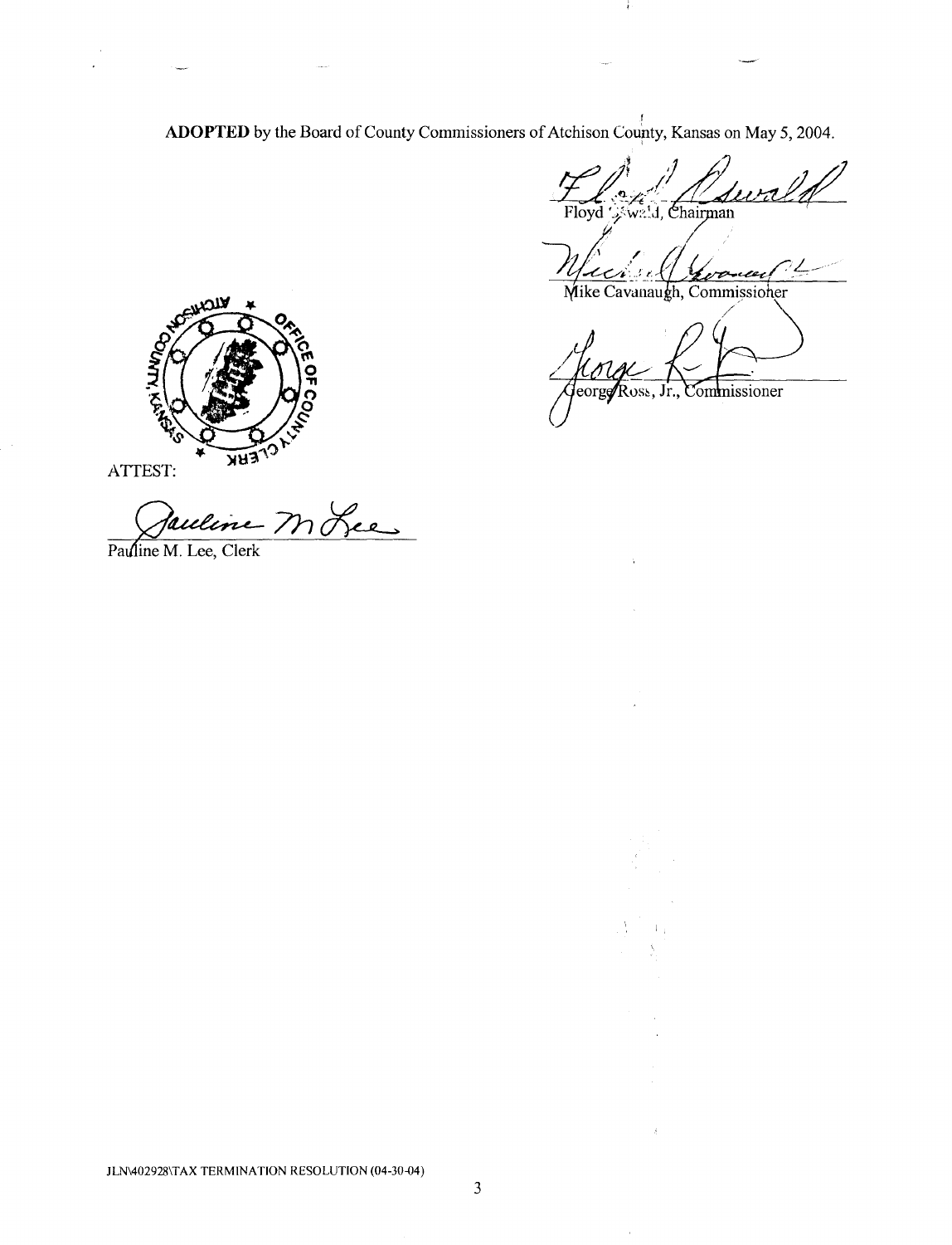**ADOPTED** by the Board of County Commissioners of Atchison County, Kansas on May 5, 2004.

Floyd Oswald, Chairman

Mike Cavanaugh, Commissioner

George Ross, Jr., Commissioner

ATCHISON COUNTY, KANSAS ★ OFFICE OF COUNTY CLERK ★

ATTEST:

Pauline M. Lee, Clerk

JLN\402928\TAX TERMINATION RESOLUTION (04-30-04)